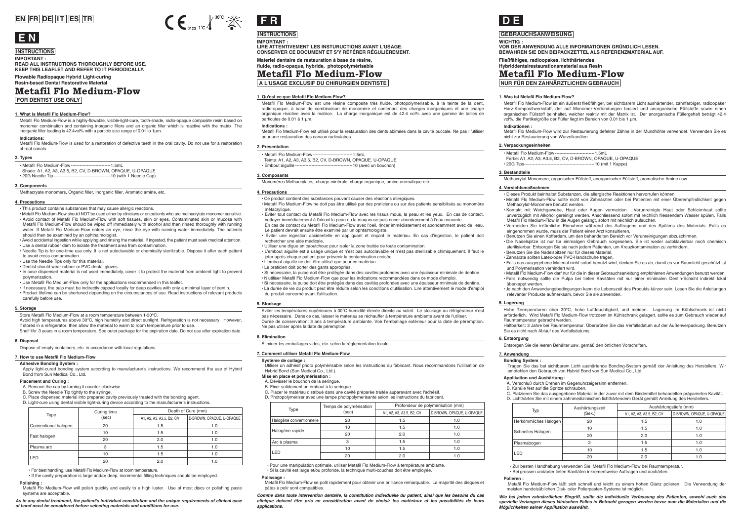EN FR DE IT ES TR

# E N

**INSTRUCTIONS**

**IMPORTANT :**
**READ ALL INSTRUCTIONS THOROUGHLY BEFORE USE.**
**KEEP THIS LEAFLET AND REFER TO IT PERIODICALLY.**

**Flowable Radiopaque Hybrid Light-curing**
**Resin-based Dental Restorative Material**

## Metafil Flo Medium-Flow

**FOR DENTIST USE ONLY**

### 1. What is Metafil Flo Medium-Flow?

Metafil Flo Medium-Flow is a highly-flowable, visible-light-cure, tooth-shade, radio-opaque composite resin based on monomer combination and containing inorganic fillers and an organic filler which is reactive with the matrix. The inorganic filler loading is 42.4vol% with a particle size range of 0.01 to 1μm.

**Indications:**
Metafil Flo Medium-Flow is used for a restoration of defective teeth in the oral cavity. Do not use for a restoration of root canals.

### 2. Types

- Metafil Flo Medium-Flow---------------------------1.5mL
  Shade: A1, A2, A3, A3.5, B2, CV, D-BROWN, OPAQUE, U-OPAQUE
- 20G Needle Tip---------------------------------------10 (with 1 Needle Cap)

### 3. Components

Methacrylate monomers, Organic filler, Inorganic filler, Aromatic amine, etc.

### 4. Precautions

- This product contains substances that may cause allergic reactions.
- Metafil Flo Medium-Flow should NOT be used either by clinicians or on patients who are methacrylate-monomer sensitive.
- Avoid contact of Metafil Flo Medium-Flow with soft tissues, skin or eyes. Contaminated skin or mucosa with Metafil Flo Medium-Flow should be wiped off immediately with alcohol and then rinsed thoroughly with running water. If Metafil Flo Medium-Flow enters an eye, rinse the eye with running water immediately. The patients should then be examined by an ophthalmologist.
- Avoid accidental ingestion while applying and rinsing the material. If ingested, the patient must seek medical attention.
- Use a dental rubber dam to isolate the treatment area from contamination.
- Needle Tip is for one-time use only. It is not autoclavable or chemically sterilizable. Dispose it after each patient to avoid cross-contamination.
- Use the Needle Tips only for this material.
- Dentist should wear rubber or PVC dental gloves.
- In case dispensed material is not used immediately, cover it to protect the material from ambient light to prevent polymerization.
- Use Metafil Flo Medium-Flow only for the applications recommended in this leaflet.
- If necessary, the pulp must be indirectly capped locally for deep cavities with only a minimal layer of dentin.
- Product lifetime can be shortened depending on the circumstances of use. Read instructions of relevant products carefully before use.

### 5. Storage

Store Metafil Flo Medium-Flow at a room temperature between 1-30°C.
Avoid high temperatures above 30°C, high humidity and direct sunlight. Refrigeration is not necessary. However, if stored in a refrigerator, then allow the material to warm to room temperature prior to use.
Shelf life: 3 years in a room temperature. See outer package for the expiration date. Do not use after expiration date.

### 6. Disposal

Dispose of empty containers, etc. in accordance with local regulations.

### 7. How to use Metafil Flo Medium-Flow

**Adhesive Bonding System :**
Apply light-cured bonding system according to manufacturer's instructions. We recommend the use of Hybrid Bond from Sun Medical Co., Ltd.

**Placement and Curing :**
A. Remove the cap by turning it counter-clockwise.
B. Screw the Needle Tip tightly to the syringe.
C. Place dispensed material into prepared cavity previously treated with the bonding agent.
D. Light-cure using dental visible light-curing device according to the manufacturer's instructions.

| Type | Curing time (sec) | Depth of Cure (mm) | |
|---|---|---|---|
| | | A1, A2, A3, A3.5, B2, CV | D-BROWN, OPAQUE, U-OPAQUE |
| Conventional halogen | 20 | 1.5 | 1.0 |
| Fast halogen | 10 | 1.5 | 1.0 |
| | 20 | 2.0 | 1.0 |
| Plasma arc | 3 | 1.5 | 1.0 |
| LED | 10 | 1.5 | 1.0 |
| | 20 | 2.0 | 1.0 |

- For best handling, use Metafil Flo Medium-Flow at room temperature.
- If the cavity preparation is large and/or deep, incremental filling techniques should be employed.

**Polishing :**
Metafil Flo Medium-Flow will polish quickly and easily to a high luster. Use of most discs or polishing paste systems are acceptable.

***As in any dental treatment, the patient's individual constitution and the unique requirements of clinical case at hand must be considered before selecting materials and conditions for use.***

# F R

**INSTRUCTIONS**

**IMPORTANT :**
**LIRE ATTENTIVEMENT LES INSTRUCTIONS AVANT L'USAGE.**
**CONSERVER CE DOCUMENT ET S'Y RÉFÉRER RÉGULIÈREMENT.**

**Materiel dentaire de restauration à base de résine,**
**fluide, radio-opaque, hybride, photopolymérisable**

## Metafil Flo Medium-Flow

**A L'USAGE EXCLUSIF DU CHIRURGIEN DENTISTE**

### 1. Qu'est ce que Metafil Flo Medium-Flow?

Metafil Flo Medium-Flow est une résine composite très fluide, photopolymerisable, à la teinte de la dent, radio-opaque, à base de combinaison de monomère et contenant des charges inorganiques et une charge organique réactive avec la matrice. La charge inorganique est de 42.4 vol% avec une gamme de tailles de particules de 0.01 à 1 μm.

**Indications :**
Metafil Flo Medium-Flow est utilisé pour la restoration des dents abîmées dans la cavité buccale. Ne pas l 'utiliser pour une restauration des canaux radiculaires.

### 2. Presentation

- Metafil Flo Medium-Flow---------------------------1.5mL
  Teinte: A1, A2, A3, A3.5, B2, CV, D-BROWN, OPAQUE, U-OPAQUE
- Embout aiguille ---------------------------------------10 (avec un bouchon)

### 3. Composants

Monomères Methacrylates, charge minérale, charge organique, amine aromatique etc…

### 4. Precautions

- Ce produit contient des substances pouvant causer des réactions allergiques.
- Metafil Flo Medium-Flow ne doit pas être utilisé par des praticiens ou sur des patients sensibilisés au monomère métacrylique.
- Eviter tout contact du Metafil Flo Medium-Flow avec les tissus mous, la peau et les yeux. En cas de contact, nettoyer immédiatement à l'alcool la peau ou la muqueuse puis rincer abondamment à l'eau courante. En cas de contact du Metafil Flo Medium-Flow avec l'oeil, rincer immédiatement et abondamment avec de l'eau. Le patient devrait ensuite être examiné par un ophtalmologiste.
- Éviter une ingestion accidentelle en appliquant et rinçant le matériau. En cas d'ingestion, le patient doit rechercher une aide médicale.
- Utiliser une digue en caoutchouc pour isoler la zone traitée de toute contamination.
- L'embout aiguille est à usage unique et n'est pas autoclavable et n'est pas sterilisable chimiquement. Il faut le jeter après chaque patient pour prévenir la contamination croisée.
- L'embout aiguille ne doit être utilisé que pour ce matériau.
- Le praticien doit porter des gants appropriés.
- Si nécessaire, la pulpe doit être protégée dans des cavités profondes avec une épaisseur minimale de dentine.
- N'utiliser Metafil Flo Medium-Flow que pour les indications recommandées dans ce mode d'emploi.
- Si nécessaire, la pulpe doit être protégée dans des cavités profondes avec une épaisseur minimale de dentine.
- La durée de vie du produit peut être réduite selon les conditions d'utilisation. Lire attentivement le mode d'emploi du produit concerné avant l'utilisation.

### 5. Stockage

Éviter les températures supérieures à 30˚C humidité élevée directe au soleil. Le stockage au réfrigérateur n'est pas nécessaire. Dans ce cas, laisser le materiau se réchauffer à température ambiante avant de l'utiliser.
Durée de conservation: 3 ans à température ambiante. Voir l'emballage extérieur pour la date de péremption. Ne pas utiliser après la date de péremption.

### 6. Elimination

Éliminer les emballages vides, etc. selon la réglementation locale.

### 7. Comment utiliser Metafil Flo Medium-Flow

**Système de collage :**
Utiliser un adhésif photo polymérisable selon les instructions du fabricant. Nous recommandons l'utilisation de Hybrid Bond (Sun Medical Co., Ltd.).

**Mise en place et polymérisation :**
A. Devisser le bouchon de la seringue.
B. Fixer solidement un embout à la seringue.
C. Placer le matériau distribué dans une cavité préparée traitée auparavant avec l'adhésif.
D. Photopolymeriser avec une lampe photopolymerisante selon les instructions du fabricant.

| Type | Temps de polymérisation (sec) | Profondeur de polymérisation (mm) | |
|---|---|---|---|
| | | A1, A2, A3, A3.5, B2, CV | D-BROWN, OPAQUE, U-OPAQUE |
| Halogène conventionnelle | 20 | 1.5 | 1.0 |
| Halogène rapide | 10 | 1.5 | 1.0 |
| | 20 | 2.0 | 1.0 |
| Arc à plasma | 3 | 1.5 | 1.0 |
| LED | 10 | 1.5 | 1.0 |
| | 20 | 2.0 | 1.0 |

- Pour une manipulation optimale, utiliser Metafil Flo Medium-Flow à température ambiante.
- Si la cavité est large et/ou profonde, la technique multi-couches doit être employée.

**Polissage :**
Metafil Flo Medium-Flow se polit rapidement pour obtenir une brilliance remarquable. La majorité des disques et pâtes à polir sont compatibles.

***Comme dans toute intervention dentaire, la constitution individuelle du patient, ainsi que les besoins du cas clinique doivent être pris en considération avant de choisir les matériaux et les possibilités de leurs applications.***

# D E

**GEBRAUCHSANWEISUNG**

**WICHTIG :**
**VOR DER ANWENDUNG ALLE INFORMATIONEN GRÜNDLICH LESEN.**
**BEWAHREN SIE DEN BEIPACKZETTEL ALS REFERENZMATERIAL AUF.**

**Fließfähiges, radioopakes, lichthärtendes**
**Hybriddentalrestaurationsmaterial aus Resin**

## Metafil Flo Medium-Flow

**NUR FÜR DEN ZAHNÄRZTLICHEN GEBRAUCH**

### 1. Was ist Metafil Flo Medium-Flow?

Metafil Flo Medium-Flow ist ein äußerst fließfähiger, bei sichtbarem Licht aushärtender, zahnfarbiger, radioopaker Harz-Kompositwerkstoff, der auf Monomer-Verbindungen basiert und anorganische Füllstoffe sowie einen organischen Füllstoff beinhaltet, welcher reaktiv mit der Matrix ist. Der anorganische Füllergehalt beträgt 42.4 vol%, die Partikelgröße der Füller liegt im Bereich von 0.01 bis 1 μm.

**Indikationen :**
Metafil Flo Medium-Flow wird zur Restaurierung defekter Zähne in der Mundhöhle verwendet. Verwenden Sie es nicht zur Restaurierung von Wurzelkanälen.

### 2. Verpackungseinheiten

- Metafil Flo Medium-Flow---------------------------1.5mL
  Farbe: A1, A2, A3, A3.5, B2, CV, D-BROWN, OPAQUE, U-OPAQUE
- 20G Tips---------------------------------------10 (mit 1 Kappe)

### 3. Bestandteile

Methacrylat-Monomere, organischer Füllstoff, anorganischer Füllstoff, aromatische Amine usw.

### 4. Vorsichtsmaßnahmen

- Dieses Produkt beinhaltet Substanzen, die allergische Reaktionen hervorrufen können.
- Metafil Flo Medium-Flow sollte nicht von Zahnärzten oder bei Patienten mit einer Überempfindlichkeit gegen Methacrylat-Monomere benutzt werden.
- Kontakt mit Weichgewebe, Haut oder Augen vermeiden. Verunreinigte Haut oder Schleimhaut sollte unverzüglich mit Alkohol gereinigt werden. Anschliessend sofort mit reichlich fliessendem Wasser spülen. Falls Metafil Flo Medium-Flow in die Augen gelangt, sofort mit reichlich aufsuchen.
- Vermeiden Sie irrtümliche Einnahme während des Auftragens und des Spülens des Materials. Falls es eingenommen wurde, muss der Patient einen Arzt konsultieren.
- Benutzen Sie einen Kofferdam, um den behandelten Bereich vor Verunreinigungen abzuschirmen.
- Die Nadelspitze ist nur für einmaligen Gebrauch vorgesehen. Sie ist weder autoklavierbar noch chemisch sterilisierbar. Entsorgen Sie sie nach jedem Patienten, um Kreuzkontamination zu verhindern.
- Benutzen Sie die Nadelspitzen nur für dieses Material.
- Zahnärzte sollten Latex-oder PVC-Handschuhe tragen.
- Falls das ausgegebene Material nicht sofort benutzt wird, decken Sie es ab, damit es vor Raumlicht geschützt ist und Polymerisation verhindert wird.
- Metafil Flo Medium-Flow darf nur für die in dieser Gebrauchsanleitung empfohlenen Anwendungen benutzt werden.
- Falls notwendig sollte die Pulpa bei tiefen Kavitäten mit nur einer minimalen Dentin-Schicht indirekt lokal überkappt werden.
- Je nach den Anwendungsbedingungen kann die Lebenszeit des Produkts kürzer sein. Lesen Sie die Anleitungen relevanter Produkte aufmerksam, bevor Sie sie anwenden.

### 5. Lagerung

Hohe Temperaturen über 30°C, hohe Luftfeuchtigkeit, und meiden. Lagerung im Kühlschrank ist nicht erforderlich. Wird Metafil Flo Medium-Flow trotzdem im Kühlschrank gelagert, sollte es zum Gebrauch wieder auf Raumtemperatur gebracht werden.
Haltbarkeit: 3 Jahre bei Raumtemperatur. Überprüfen Sie das Verfallsdatum auf der Außenverpackung. Benutzen Sie es nicht nach Ablauf des Verfallsdatums.

### 6. Entsorgung

Entsorgen Sie die leeren Behälter usw. gemäß den örtlichen Vorschriften.

### 7. Anwendung

**Bonding System :**
Tragen Sie das bei sichtbarem Licht aushärtende Bonding-System gemäß der Anleitung des Herstellers. Wir empfehlen den Gebrauch von Hybrid Bond von Sun Medical Co., Ltd.

**Applikation und Aushärtung :**
A. Verschluß durch Drehen im Gegenuhrzeigersinn entfernen.
B. Kanüle fest auf die Spritze schrauben.
C. Platzieren Sie das ausgegebene Material in der zuvor mit dem Bindemittel behandelten präparierten Kavität.
D. Lichthärten Sie mit einem zahnmedizinischen lichthärtendem Gerät gemäß Anleitung des Herstellers.

| Typ | Aushärtungszeit (Sek.) | Aushärtungstiefe (mm) | |
|---|---|---|---|
| | | A1, A2, A3, A3.5, B2, CV | D-BROWN, OPAQUE, U-OPAQUE |
| Herkömmliches Halogen | 20 | 1.5 | 1.0 |
| Schnelles Halogen | 10 | 1.5 | 1.0 |
| | 20 | 2.0 | 1.0 |
| Plasmabogen | 3 | 1.5 | 1.0 |
| LED | 10 | 1.5 | 1.0 |
| | 20 | 2.0 | 1.0 |

- Zur besten Handhabung verwenden Sie Metafil Flo Medium-Flow bei Raumtemperatur.
- Bei grossen und/oder tiefen Kavitäten inkrementweise Auftragen und aushärten.

**Polieren :**
Metafil Flo Medium-Flow läßt sich schnell und leicht zu einem hohen Glanz polieren. Die Verwendung der meisten handelsüblichen Disk- oder Polierpasten-Systeme ist möglich.

***Wie bei jedem zahnärztlichen Eingriff, sollte die individuelle Verfassung des Patienten, sowohl auch das spezielle Verlangen dieses klinischen Falles in Betracht gezogen werden bevor man die Materialien und die Möglichkeiten seiner Applikation auswählt.***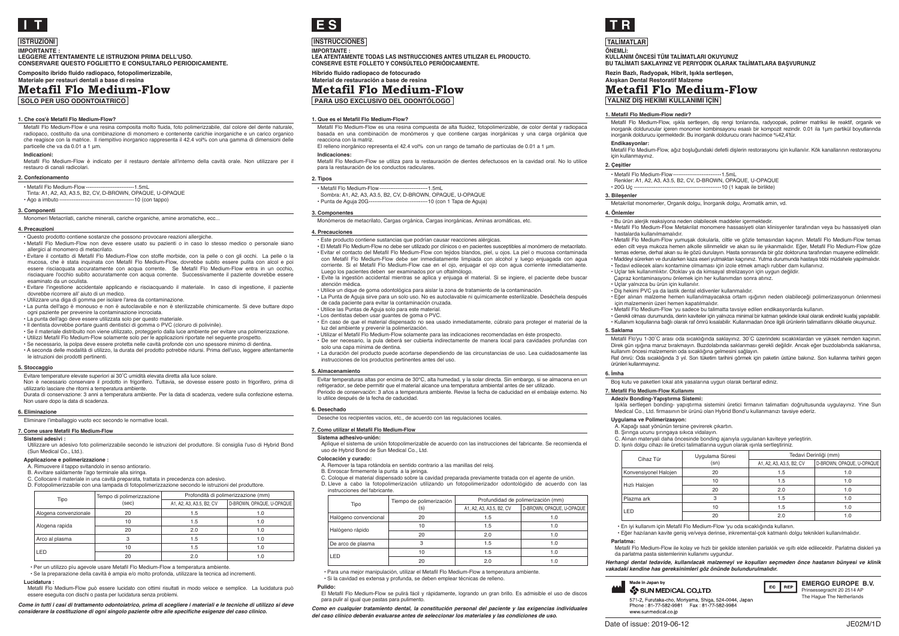# I T

**ISTRUZIONI**

**IMPORTANTE :**
**LEGGERE ATTENTAMENTE LE ISTRUZIONI PRIMA DELL'USO.**
**CONSERVARE QUESTO FOGLIETTO E CONSULTARLO PERIODICAMENTE.**

**Composito ibrido fluido radiopaco, fotopolimerizzabile,**
**Materiale per restauri dentali a base di resina**

## Metafil Flo Medium-Flow

**SOLO PER USO ODONTOIATRICO**

### 1. Che cos'è Metafil Flo Medium-Flow?

Metafil Flo Medium-Flow è una resina composita molto fluida, foto polimerizzabile, dal colore del dente naturale, radiopaco, costituito da una combinazione di monomero e contenente cariche inorganiche e un carico organico che reagisce con la matrice. Il riempitivo inorganico rappresenta il 42.4 vol% con una gamma di dimensioni delle particelle che va da 0.01 a 1 µm.

**Indicazioni:**
Metafil Flo Medium-Flow è indicato per il restauro dentale all'interno della cavità orale. Non utilizzare per il restauro di canali radicolari.

### 2. Confezionamento

- Metafil Flo Medium-Flow ---------------------------1.5mL
  Tinta: A1, A2, A3, A3.5, B2, CV, D-BROWN, OPAQUE, U-OPAQUE
- Ago a imbuto ---------------------------------------10 (con tappo)

### 3. Componenti

Monomeri Metacrilati, cariche minerali, cariche organiche, amine aromatiche, ecc...

### 4. Precauzioni

- Questo prodotto contiene sostanze che possono provocare reazioni allergiche.
- Metafil Flo Medium-Flow non deve essere usato su pazienti o in caso lo stesso medico o personale siano allergici al monomero di metacrilato.
- Evitare il contatto di Metafil Flo Medium-Flow con stoffe morbide, con la pelle o con gli occhi. La pelle o la mucosa, che è stata inquinata con Metafil Flo Medium-Flow, dovrebbe subito essere pulita con alcol e poi essere risciacquata accuratamente con acqua corrente. Se Metafil Flo Medium-Flow entra in un occhio, risciacquare l'occhio subito accuratamente con acqua corrente. Successivamente il paziente dovrebbe essere esaminato da un oculista.
- Evitare l'ingestione accidentale applicando e risciacquando il materiale. In caso di ingestione, il paziente dovrebbe ricorrere all' aiuto di un medico.
- Utilizzare una diga di gomma per isolare l'area da contaminazione.
- La punta dell'ago è monouso e non è autoclavabile e non è sterilizzabile chimicamente. Si deve buttare dopo ogni paziente per prevenire la contaminazione incrociata.
- La punta dell'ago deve essere utilizzata solo per questo materiale.
- Il dentista dovrebbe portare guanti dentistici di gomma o PVC (cloruro di polivinile).
- Se il materiale distribuito non viene utilizzato, proteggerlo dalla luce ambiente per evitare una polimerizzazione.
- Utilizzi Metafil Flo Medium-Flow solamente solo per le applicazioni riportate nel seguente prospetto.
- Se necessario, la polpa deve essere protetta nelle cavità profonde con uno spessore minimo di dentina.
- A seconda delle modalità di utilizzo, la durata del prodotto potrebbe ridursi. Prima dell'uso, leggere attentamente le istruzioni dei prodotti pertinenti.

### 5. Stoccaggio

Evitare temperature elevate superiori ai 30˚C umidità elevata diretta alla luce solare.
Non è necessario conservare il prodotto in frigorifero. Tuttavia, se dovesse essere posto in frigorifero, prima di utilizzarlo lasciare che ritorni a temperatura ambiente.
Durata di conservazione: 3 anni a temperatura ambiente. Per la data di scadenza, vedere sulla confezione esterna. Non usare dopo la data di scadenza.

### 6. Eliminazione

Eliminare l'imballaggio vuoto ecc secondo le normative locali.

### 7. Come usare Metafil Flo Medium-Flow

**Sistemi adesivi :**
Utilizzare un adesivo foto polimerizzabile secondo le istruzioni del produttore. Si consiglia l'uso di Hybrid Bond (Sun Medical Co., Ltd.).

**Applicazione e polimerizzazione :**
A. Rimuovere il tappo svitandolo in senso antiorario.
B. Avvitare saldamente l'ago terminale alla siringa.
C. Collocare il materiale in una cavità preparata, trattata in precedenza con adesivo.
D. Fotopolimerizzabile con una lampada di fotopolimerizzazione secondo le istruzioni del produttore.

| Tipo | Tempo di polimerizzazione (sec) | Profondità di polimerizzazione (mm) | |
|---|---|---|---|
| | | A1, A2, A3, A3.5, B2, CV | D-BROWN, OPAQUE, U-OPAQUE |
| Alogena convenzionale | 20 | 1.5 | 1.0 |
| Alogena rapida | 10 | 1.5 | 1.0 |
| | 20 | 2.0 | 1.0 |
| Arco al plasma | 3 | 1.5 | 1.0 |
| LED | 10 | 1.5 | 1.0 |
| | 20 | 2.0 | 1.0 |

- Per un utilizzo più agevole usare Metafil Flo Medium-Flow a temperatura ambiente.
- Se la preparazione della cavità è ampia e/o molto profonda, utilizzare la tecnica ad incrementi.

**Lucidatura :**
Metafil Flo Medium-Flow può essere lucidato con ottimi risultati in modo veloce e semplice. La lucidatura può essere eseguita con dischi o pasta per lucidatura senza problemi.

***Come in tutti i casi di trattamento odontoiatrico, prima di scegliere i materiali e le tecniche di utilizzo si deve considerare la costituzione di ogni singolo paziente oltre alle specifiche esigenze del caso clinico.***

# E S

**INSTRUCCIONES**

**IMPORTANTE :**
**LEA ATENTAMENTE TODAS LAS INSTRUCCIONES ANTES UTILIZAR EL PRODUCTO.**
**CONSERVE ESTE FOLLETO Y CONSÚLTELO PERIÓDICAMENTE.**

**Híbrido fluido radiopaco de fotocurado**
**Material de restauración a base de resina**

## Metafil Flo Medium-Flow

**PARA USO EXCLUSIVO DEL ODONTÓLOGO**

### 1. Que es el Metafil Flo Medium-Flow?

Metafil Flo Medium-Flow es una resina compuesta de alta fluidez, fotopolimerizable, de color dental y radiopaca basada en una combinación de monómeros y que contiene cargas inorgánicas y una carga orgánica que reacciona con la matriz.
El relleno inorgánico representa el 42.4 vol% con un rango de tamaño de partículas de 0.01 a 1 µm.

**Indicaciones:**
Metafil Flo Medium-Flow se utiliza para la restauración de dientes defectuosos en la cavidad oral. No lo utilice para la restauración de los conductos radiculares.

### 2. Tipos

- Metafil Flo Medium-Flow ---------------------------1.5mL
  Sombra: A1, A2, A3, A3.5, B2, CV, D-BROWN, OPAQUE, U-OPAQUE
- Punta de Aguja 20G --------------------------------10 (con 1 Tapa de Aguja)

### 3. Componentes

Monómeros de metacrilato, Cargas orgánica, Cargas inorgánicas, Aminas aromáticas, etc.

### 4. Precauciones

- Este producto contiene sustancias que podrían causar reacciones alérgicas.
- El Metafil Flo Medium-Flow no debe ser utilizado por clínicos o en pacientes susceptibles al monómero de metacrilato.
- Evitar el contacto del Metafil Flo Medium-Flow con tejidos blandos, piel, u ojos. La piel o mucosa contaminada con Metafil Flo Medium-Flow debe ser inmediatamente limpiada con alcohol y luego enjuagada con agua corriente. Si el Metafil Flo Medium-Flow cae en el ojo, enjuagar el ojo con agua corriente inmediatamente. Luego los pacientes deben ser examinados por un oftalmólogo.
- Evite la ingestión accidental mientras se aplica y enjuaga el material. Si se ingiere, el paciente debe buscar atención médica.
- Utilice un dique de goma odontológica para aislar la zona de tratamiento de la contaminación.
- La Punta de Aguja sirve para un solo uso. No es autoclavable ni química­mente esterilizable. Deséchela después de cada paciente para evitar la contaminación cruzada.
- Utilice las Puntas de Aguja solo para este material.
- Los dentistas deben usar guantes de goma o PVC.
- En caso de que el material dispensado no sea usado inmediatamente, cúbralo para proteger el material de la luz del ambiente y prevenir la polimerización.
- Utilizar el Metafil Flo Medium-Flow solamente para las indicaciones recomendadas en éste prospecto.
- De ser necesario, la pula deberá ser cubierta indirectamente de manera local para cavidades profundas con solo una capa mínima de dentina.
- La duración del producto puede acortarse dependiendo de las circunstancias de uso. Lea cuidadosamente las instrucciones de los productos pertinentes antes del uso.

### 5. Almacenamiento

Evitar temperaturas altas por encima de 30°C, alta humedad, y la solar directa. Sin embargo, si se almacena en un refrigerador, se debe permitir que el material alcance una temperatura ambiental antes de ser utilizado.
Periodo de conservación: 3 años a temperatura ambiente. Revise la fecha de caducidad en el embalaje externo. No lo utilice después de la fecha de caducidad.

### 6. Desechado

Deseche los recipientes vacíos, etc., de acuerdo con las regulaciones locales.

### 7. Como utilizar el Metafil Flo Medium-Flow

**Sistema adhesivo-unión:**
Aplique el sistema de unión fotopolimerizable de acuerdo con las instrucciones del fabricante. Se recomienda el uso de Hybrid Bond de Sun Medical Co., Ltd.

**Colocación y curado:**
A. Remover la tapa rotándola en sentido contrario a las manillas del reloj.
B. Enroscar firmemente la punta a la jeringa.
C. Coloque el material dispensado sobre la cavidad preparada previamente tratada con el agente de unión.
D. Lleve a cabo la fotopolimerización utilizando un fotopolimerizador odontológido de acuerdo con las instrucciones del fabricante.

| Tipo | Tiempo de polimerización (s) | Profundidad de polimerización (mm) | |
|---|---|---|---|
| | | A1, A2, A3, A3.5, B2, CV | D-BROWN, OPAQUE, U-OPAQUE |
| Halógeno convencional | 20 | 1.5 | 1.0 |
| Halógeno rápido | 10 | 1.5 | 1.0 |
| | 20 | 2.0 | 1.0 |
| De arco de plasma | 3 | 1.5 | 1.0 |
| LED | 10 | 1.5 | 1.0 |
| | 20 | 2.0 | 1.0 |

- Para una mejor manipulación, utilizar el Metafil Flo Medium-Flow a temperatura ambiente.
- Si la cavidad es extensa y profunda, se deben emplear técnicas de relleno.

**Pulido:**
El Metafil Flo Medium-Flow se pulirá fácil y rápidamente, logrando un gran brillo. Es admisible el uso de discos para pulir al igual que pastas para pulimento.

***Como en cualquier tratamiento dental, la constitución personal del paciente y las exigencias individuales del caso clínico deberán evaluarse antes de seleccionar los materiales y las condiciones de uso.***

# T R

**TALİMATLAR**

**ÖNEMLİ:**
**KULLANIM ÖNCESİ TÜM TALİMATLARI OKUYUNUZ**
**BU TALİMATI SAKLAYINIZ VE PERİYODİK OLARAK TALİMATLARA BAŞVURUNUZ**

**Rezin Bazlı, Radyopak, Hibrit, Işıkla sertleşen,**
**Akışkan Dental Restoratif Malzeme**

## Metafil Flo Medium-Flow

**YALNIZ DİŞ HEKİMİ KULLANIMI İÇİN**

### 1. Metafil Flo Medium-Flow nedir?

Metafil Flo Medium-Flow, ışıkla sertleşen, diş rengi tonlarında, radyoopak, polimer matriksi ile reaktif, organik ve inorganik doldurucular içeren monomer kombinasyonu esaslı bir kompozit rezindir. 0.01 ila 1µm partikül boyutlarında inorganik doldurucu içermektedir. Bu inorganik doldurucu oranı hacimce %42,4'tür.

**Endikasyonlar:**
Metafil Flo Medium-Flow, ağız boşluğundaki defetli dişlerin restorasyonu için kullanılır. Kök kanallarının restorasyonu için kullanmayınız.

### 2. Çeşitler

- Metafil Flo Medium-Flow ---------------------------1.5mL
  Renkler: A1, A2, A3, A3.5, B2, CV, D-BROWN, OPAQUE, U-OPAQUE
- 20G Uç ------------------------------------------------10 (1 kapak ile birlikte)

### 3. Bileşenler

Metakrilat monomerler, Organik dolgu, İnorganik dolgu, Aromatik amin, vd.

### 4. Önlemler

- Bu ürün alerjik reaksiyona neden olabilecek maddeler içermektedir.
- Metafil Flo Medium-Flow Metakrilat monomere hassasiyeti olan klinisyenler tarafından veya bu hassasiyeti olan hastalarda kullanılmamalıdır.
- Metafil Flo Medium-Flow yumuşak dokularla, ciltle ve gözle temasından kaçının. Metafil Flo Medium-Flow temas eden cilt veya mukoza hemen alkolle silinmelidir ve akan su ile yıkanmalıdır. Eğer, Metafil Flo Medium-Flow göze temas ederse, derhal akan su ile gözü durulayın. Hasta sonrasında bir göz doktoruna tarafından muayene edilmelidir.
- Maddeyi sürerken ve durularken kaza eseri yutmaktan kaçınınız. Yutma durumunda hastaya tıbbi müdahele yapılmalıdır.
- Tedavi edilecek alanı kontamine olmaması için izole etmek amaçlı rubber dam kullanınız.
- Uçlar tek kullanımlıktır. Otoklav ya da kimsayal strelizasyon için uygun değildir.
  Çapraz kontaminasyonu önlemek için her kullanımdan sonra atınız.
- Uçlar yalnızca bu ürün için kullanılır.
- Diş hekimi PVC ya da lastik dental eldivenler kullanmalıdır.
- Eğer alınan malzeme hemen kullanılmayacaksa ortam ışığının neden olabileceği polimerizasyonun önlenmesi için malzemenin üzeri hemen kapatılmalıdır.
- Metafil Flo Medium-Flow 'yu sadece bu talimatta tavsiye edilen endikasyonlarda kullanın.
- Gerekli olması durumunda, derin kaviteler için yalnızca minimal bir katman şeklinde lokal olarak endirekt kuafaj yapılabilir.
- Kullanım koşullarına bağlı olarak raf ömrü kısalabilir. Kullanmadan önce ilgili ürünlerin talimatlarını dikkatle okuyunuz.

### 5. Saklama

Metafil Flo'yu 1-30˚C arası oda sıcaklığında saklayınız. 30˚C üzerindeki sıcaklıklardan ve yüksek nemden kaçınının. Direk gün ışığına maruz bırakmayın. Buzdolabında saklanması gerekli değildir. Ancak eğer buzdolabında saklanırsa, kullanım öncesi malzemenin oda sıcaklığına gelmesini sağlayın.
Raf ömrü: Oda sıcaklığında 3 yıl. Son tüketim tarihini görmek için paketin üstüne bakınız. Son kullanma tarihini geçen ürünleri kullanmayınız.

### 6. İmha

Boş kutu ve paketleri lokal atık yasalarına uygun olarak bertaraf ediniz.

### 7. Metafil Flo Medium-Flow Kullanımı

**Adeziv Bonding-Yapıştırma Sistemi:**
Işıkla sertleşen bonding- yapıştırma sistemini üretici firmanın talimatları doğrultusunda uygulayınız. Yine Sun Medical Co., Ltd. firmasının bir ürünü olan Hybrid Bond'u kullanmanızı tavsiye ederiz.

**Uygulama ve Polimerizasyon:**
A. Kapağı saat yönünün tersine çevirerek çıkartın.
B. Şırınga ucunu şırıngaya sıkıca vidalayın.
C. Alınan materyali daha öncesinde bonding ajanıyla uygulanan kaviteye yerleştirin.
D. Işınlı dolgu cihazı ile üretici talimatlarına uygun olarak ışınla sertleştiriniz.

| Cihaz Tür | Uygulama Süresi (sn) | Tedavi Derinliği (mm) | |
|---|---|---|---|
| | | A1, A2, A3, A3.5, B2, CV | D-BROWN, OPAQUE, U-OPAQUE |
| Konvensiyonel Halojen | 20 | 1.5 | 1.0 |
| Hızlı Halojen | 10 | 1.5 | 1.0 |
| | 20 | 2.0 | 1.0 |
| Plazma ark | 3 | 1.5 | 1.0 |
| LED | 10 | 1.5 | 1.0 |
| | 20 | 2.0 | 1.0 |

- En iyi kullanım için Metafil Flo Medium-Flow 'yu oda sıcaklığında kullanın.
- Eğer hazırlanan kavite geniş ve/veya derinse, inkremental-çok katmanlı dolgu teknikleri kullanılmalıdır.

**Parlatma:**
Metafil Flo Medium-Flow ile kolay ve hızlı bir şekilde istenilen parlaklık ve ışıltı elde edilecektir. Parlatma diskleri ya da parlatma pasta sistemlerinin kullanımı uygundur.

***Herhangi dental tedavide, kullanılacak malzemeyi ve koşulları seçmeden önce hastanın bünyesi ve klinik vakadaki kendine has gereksinimleri göz önünde bulundurulmalıdır.***

Made in Japan by
SUN MEDICAL CO.,LTD.
571-2, Furutaka-cho, Moriyama, Shiga, 524-0044, Japan
Phone : 81-77-582-9981 Fax : 81-77-582-9984
www.sunmedical.co.jp

EC REP
**EMERGO EUROPE B.V.**
Prinsessegracht 20 2514 AP
The Hague The Netherlands

Date of issue: 2019-06-12

JE02M/1D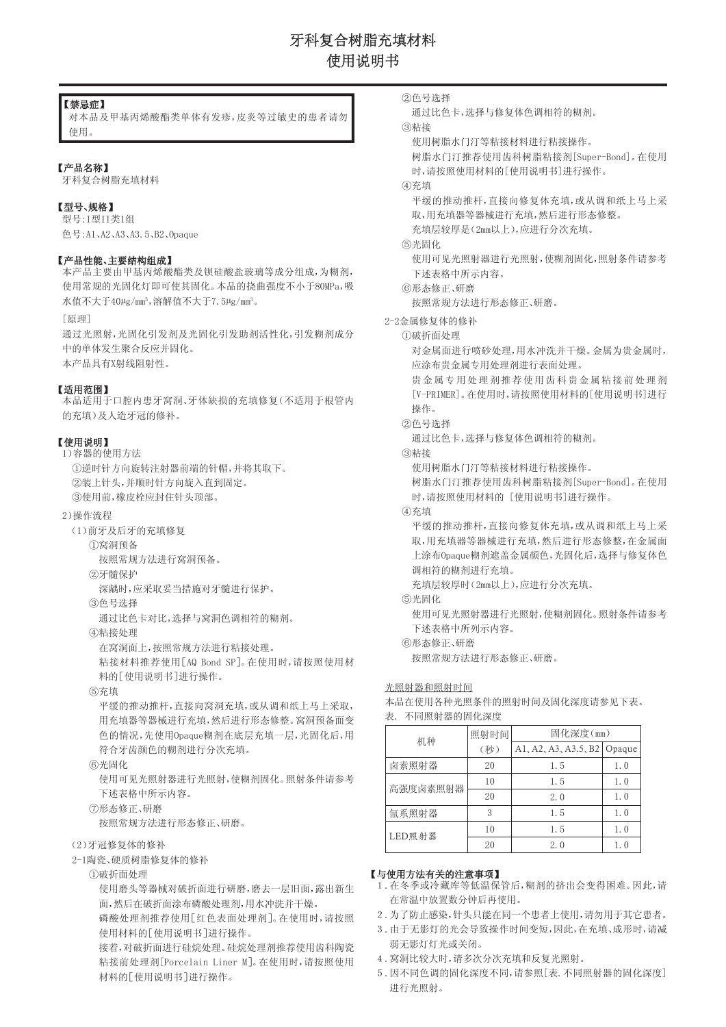# 牙科复合树脂充填材料
# 使用说明书

**【禁忌症】**
对本品及甲基丙烯酸酯类单体有发疹，皮炎等过敏史的患者请勿使用。

**【产品名称】**
牙科复合树脂充填材料

**【型号、规格】**
型号:I型II类1组
色号:A1、A2、A3、A3.5、B2、Opaque

**【产品性能、主要结构组成】**
本产品主要由甲基丙烯酸酯类及钡硅酸盐玻璃等成分组成，为糊剂，使用常规的光固化灯即可使其固化。本品的挠曲强度不小于80MPa，吸水值不大于40μg/mm³，溶解值不大于7.5μg/mm³。

[原理]

通过光照射，光固化引发剂及光固化引发助剂活性化，引发糊剂成分中的单体发生聚合反应并固化。
本产品具有X射线阻射性。

**【适用范围】**
本品适用于口腔内患牙窝洞、牙体缺损的充填修复(不适用于根管内的充填)及人造牙冠的修补。

**【使用说明】**
1)容器的使用方法
①逆时针方向旋转注射器前端的针帽，并将其取下。
②装上针头，并顺时针方向旋入直到固定。
③使用前，橡皮栓应封住针头顶部。

2)操作流程
(1)前牙及后牙的充填修复
①窝洞预备
按照常规方法进行窝洞预备。
②牙髓保护
深龋时，应采取妥当措施对牙髓进行保护。
③色号选择
通过比色卡对比，选择与窝洞色调相符的糊剂。
④粘接处理
在窝洞面上，按照常规方法进行粘接处理。
粘接材料推荐使用[AQ Bond SP]。在使用时，请按照使用材料的[使用说明书]进行操作。
⑤充填
平缓的推动推杆，直接向窝洞充填，或从调和纸上马上采取，用充填器等器械进行充填，然后进行形态修整。窝洞预备面变色的情况，先使用Opaque糊剂在底层充填一层，光固化后，用符合牙齿颜色的糊剂进行分次充填。
⑥光固化
使用可见光照射器进行光照射，使糊剂固化。照射条件请参考下述表格中所示内容。
⑦形态修正、研磨
按照常规方法进行形态修正、研磨。

(2)牙冠修复体的修补
2-1陶瓷、硬质树脂修复体的修补
①破折面处理
使用磨头等器械对破折面进行研磨，磨去一层旧面，露出新生面，然后在破折面涂布磷酸处理剂，用水冲洗并干燥。
磷酸处理剂推荐使用[红色表面处理剂]。在使用时，请按照使用材料的[使用说明书]进行操作。
接着，对破折面进行硅烷处理。硅烷处理剂推荐使用齿科陶瓷粘接前处理剂[Porcelain Liner M]。在使用时，请按照使用材料的[使用说明书]进行操作。
②色号选择
通过比色卡，选择与修复体色调相符的糊剂。
③粘接
使用树脂水门汀等粘接材料进行粘接操作。
树脂水门汀推荐使用齿科树脂粘接剂[Super-Bond]。在使用时，请按照使用材料的[使用说明书]进行操作。
④充填
平缓的推动推杆，直接向修复体充填，或从调和纸上马上采取，用充填器等器械进行充填，然后进行形态修整。
充填层较厚是(2mm以上)，应进行分次充填。
⑤光固化
使用可见光照射器进行光照射，使糊剂固化，照射条件请参考下述表格中所示内容。
⑥形态修正、研磨
按照常规方法进行形态修正、研磨。

2-2金属修复体的修补
①破折面处理
对金属面进行喷砂处理，用水冲洗并干燥。金属为贵金属时，应涂布贵金属专用处理剂进行表面处理。
贵金属专用处理剂推荐使用齿科贵金属粘接前处理剂[V-PRIMER]。在使用时，请按照使用材料的[使用说明书]进行操作。
②色号选择
通过比色卡，选择与修复体色调相符的糊剂。
③粘接
使用树脂水门汀等粘接材料进行粘接操作。
树脂水门汀推荐使用齿科树脂粘接剂[Super-Bond]。在使用时，请按照使用材料的 [使用说明书]进行操作。
④充填
平缓的推动推杆，直接向修复体充填，或从调和纸上马上采取，用充填器等器械进行充填，然后进行形态修整，在金属面上涂布Opaque糊剂遮盖金属颜色，光固化后，选择与修复体色调相符的糊剂进行充填。
充填层较厚时(2mm以上)，应进行分次充填。
⑤光固化
使用可见光照射器进行光照射，使糊剂固化。照射条件请参考下述表格中所列示内容。
⑥形态修正、研磨
按照常规方法进行形态修正、研磨。

光照射器和照射时间
本品在使用各种光照条件的照射时间及固化深度请参见下表。
表. 不同照射器的固化深度

| 机种 | 照射时间（秒） | 固化深度(mm) | |
|---|---|---|---|
| | | A1、A2、A3、A3.5、B2 | Opaque |
| 卤素照射器 | 20 | 1.5 | 1.0 |
| 高强度卤素照射器 | 10 | 1.5 | 1.0 |
| | 20 | 2.0 | 1.0 |
| 氙系照射器 | 3 | 1.5 | 1.0 |
| LED照射器 | 10 | 1.5 | 1.0 |
| | 20 | 2.0 | 1.0 |

**【与使用方法有关的注意事项】**
1. 在冬季或冷藏库等低温保管后，糊剂的挤出会变得困难。因此，请在常温中放置数分钟后再使用。
2. 为了防止感染，针头只能在同一个患者上使用，请勿用于其它患者。
3. 由于无影灯的光会导致操作时间变短，因此，在充填、成形时，请减弱无影灯灯光或关闭。
4. 窝洞比较大时，请多次分次充填和反复光照射。
5. 因不同色调的固化深度不同，请参照[表.不同照射器的固化深度]进行光照射。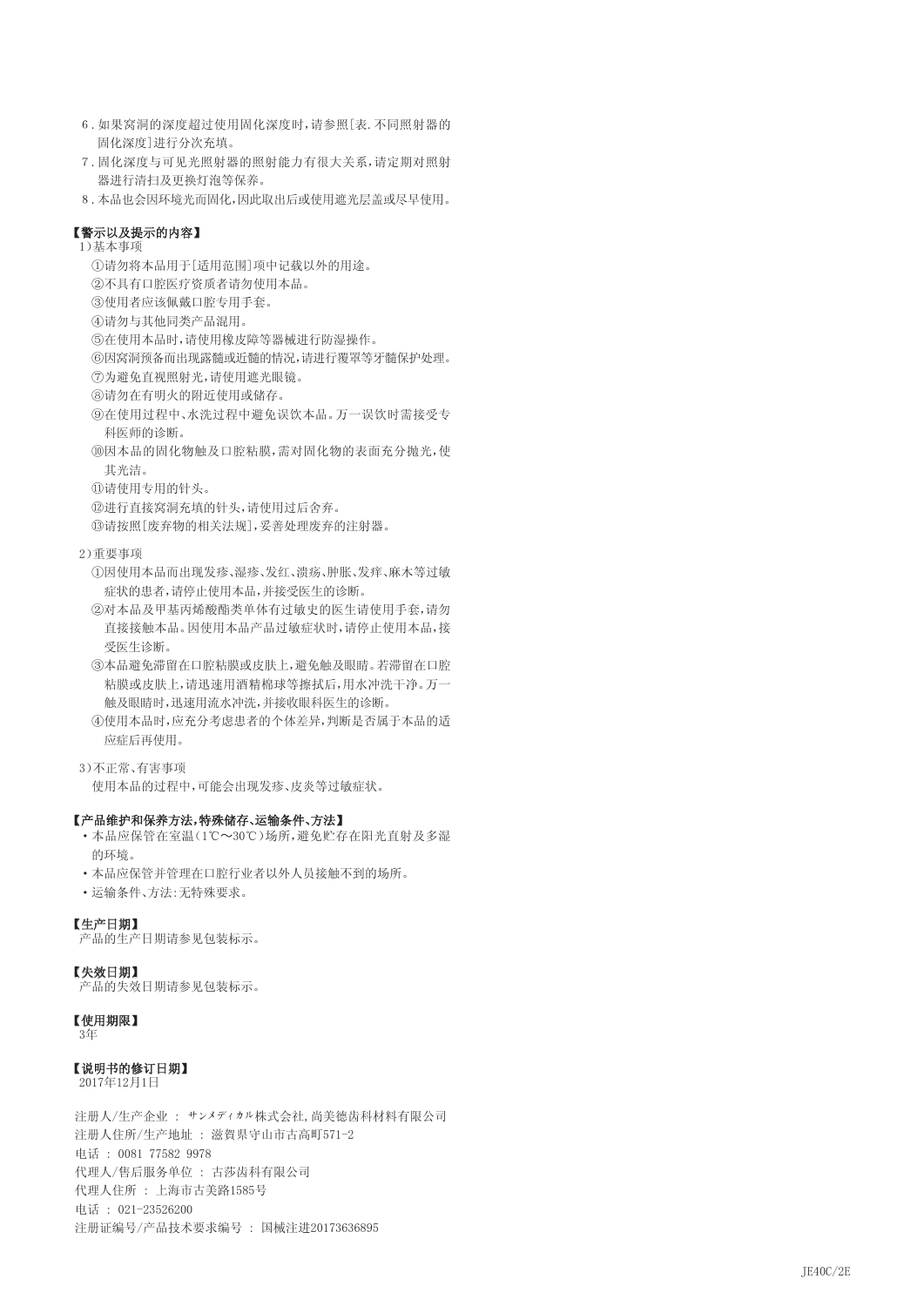6. 如果窝洞的深度超过使用固化深度时，请参照[表.不同照射器的固化深度]进行分次充填。
7. 固化深度与可见光照射器的照射能力有很大关系，请定期对照射器进行清扫及更换灯泡等保养。
8. 本品也会因环境光而固化，因此取出后或使用遮光层盖或尽早使用。

**【警示以及提示的内容】**

1)基本事项

①请勿将本品用于[适用范围]项中记载以外的用途。
②不具有口腔医疗资质者请勿使用本品。
③使用者应该佩戴口腔专用手套。
④请勿与其他同类产品混用。
⑤在使用本品时，请使用橡皮障等器械进行防湿操作。
⑥因窝洞预备而出现露髓或近髓的情况，请进行覆罩等牙髓保护处理。
⑦为避免直视照射光，请使用遮光眼镜。
⑧请勿在有明火的附近使用或储存。
⑨在使用过程中、水洗过程中避免误饮本品。万一误饮时需接受专科医师的诊断。
⑩因本品的固化物触及口腔粘膜，需对固化物的表面充分抛光，使其光洁。
⑪请使用专用的针头。
⑫进行直接窝洞充填的针头，请使用过后舍弃。
⑬请按照[废弃物的相关法规]，妥善处理废弃的注射器。

2)重要事项

①因使用本品而出现发疹、湿疹、发红、溃疡、肿胀、发痒、麻木等过敏症状的患者，请停止使用本品，并接受医生的诊断。
②对本品及甲基丙烯酸酯类单体有过敏史的医生请使用手套，请勿直接接触本品。因使用本品产品过敏症状时，请停止使用本品，接受医生诊断。
③本品避免滞留在口腔粘膜或皮肤上，避免触及眼睛。若滞留在口腔粘膜或皮肤上，请迅速用酒精棉球等擦拭后，用水冲洗干净。万一触及眼睛时，迅速用流水冲洗，并接收眼科医生的诊断。
④使用本品时，应充分考虑患者的个体差异，判断是否属于本品的适应症后再使用。

3)不正常、有害事项

使用本品的过程中，可能会出现发疹、皮炎等过敏症状。

**【产品维护和保养方法，特殊储存、运输条件、方法】**

- 本品应保管在室温（1℃～30℃）场所，避免贮存在阳光直射及多湿的环境。
- 本品应保管并管理在口腔行业者以外人员接触不到的场所。
- 运输条件、方法:无特殊要求。

**【生产日期】**

产品的生产日期请参见包装标示。

**【失效日期】**

产品的失效日期请参见包装标示。

**【使用期限】**

3年

**【说明书的修订日期】**

2017年12月1日

注册人/生产企业 ： ｻﾝﾒﾃﾞｨｶﾙ株式会社，尚美德齿科材料有限公司
注册人住所/生产地址 ： 滋賀県守山市古高町571-2
电话 ： 0081 77582 9978
代理人/售后服务单位 ： 古莎齿科有限公司
代理人住所 ： 上海市古美路1585号
电话 ： 021-23526200
注册证编号/产品技术要求编号 ： 国械注进20173636895

JE40C/2E